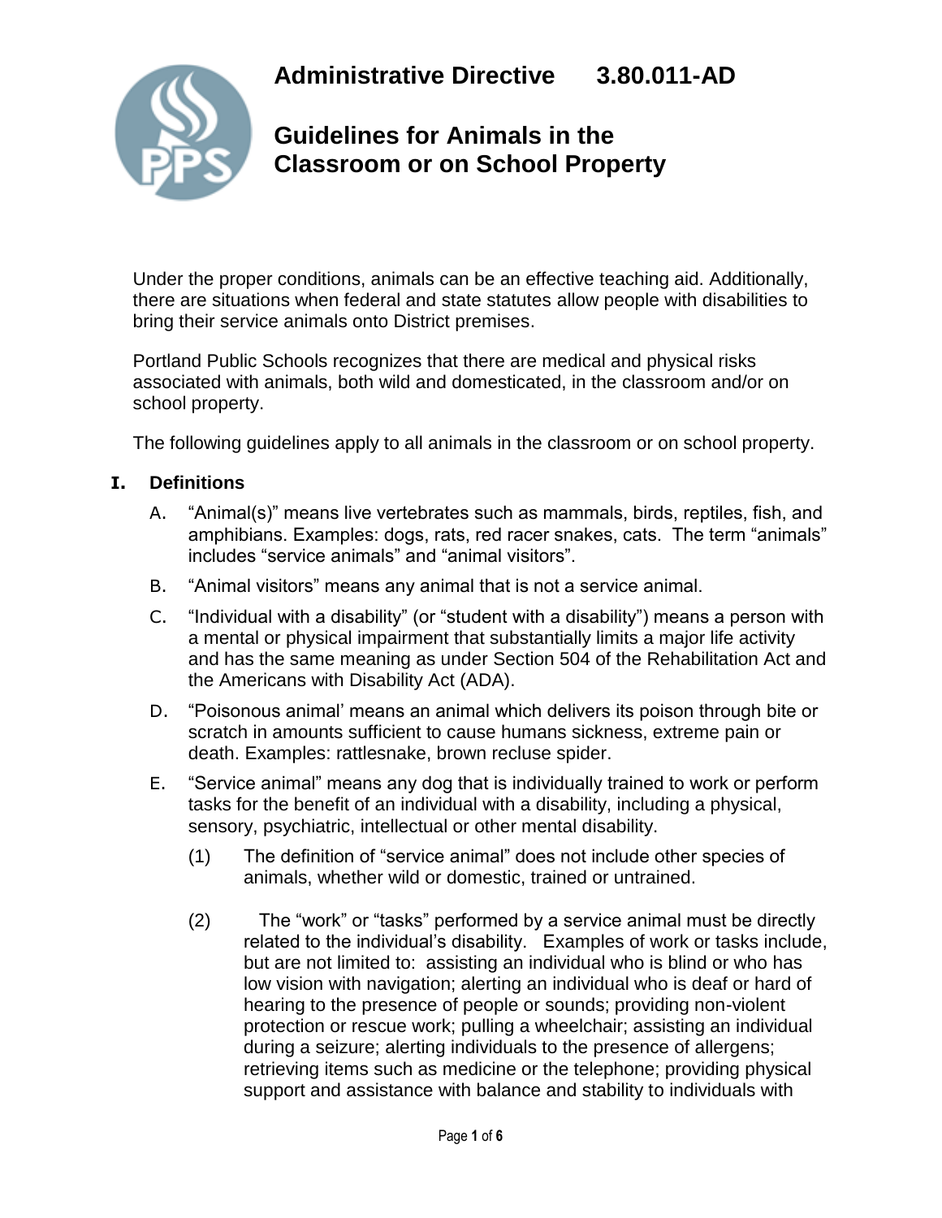# Administrative Directive 3.80.011-AD

## Guidelines for Animals in the Classroom or on School Property

Under the proper conditions, animals can be an effective teaching aid. Additionally, there are situations when federal and state statutes allow people with disabilities to bring their service animals onto District premises.

Portland Public Schools recognizes that there are medical and physical risks associated with animals, both wild and domesticated, in the classroom and/or on school property.

The following guidelines apply to all animals in the classroom or on school property.

### I. Definitions

A. "Animal(s)" means live vertebrates such as mammals, birds, reptiles, fish, and amphibians. Examples: dogs, rats, red racer snakes, cats. The term "animals" includes "service animals" and "animal visitors".

B. "Animal visitors" means any animal that is not a service animal.

C. "Individual with a disability" (or "student with a disability") means a person with a mental or physical impairment that substantially limits a major life activity and has the same meaning as under Section 504 of the Rehabilitation Act and the Americans with Disability Act (ADA).

D. "Poisonous animal' means an animal which delivers its poison through bite or scratch in amounts sufficient to cause humans sickness, extreme pain or death. Examples: rattlesnake, brown recluse spider.

E. "Service animal" means any dog that is individually trained to work or perform tasks for the benefit of an individual with a disability, including a physical, sensory, psychiatric, intellectual or other mental disability.

(1) The definition of "service animal" does not include other species of animals, whether wild or domestic, trained or untrained.

(2) The "work" or "tasks" performed by a service animal must be directly related to the individual's disability. Examples of work or tasks include, but are not limited to: assisting an individual who is blind or who has low vision with navigation; alerting an individual who is deaf or hard of hearing to the presence of people or sounds; providing non-violent protection or rescue work; pulling a wheelchair; assisting an individual during a seizure; alerting individuals to the presence of allergens; retrieving items such as medicine or the telephone; providing physical support and assistance with balance and stability to individuals with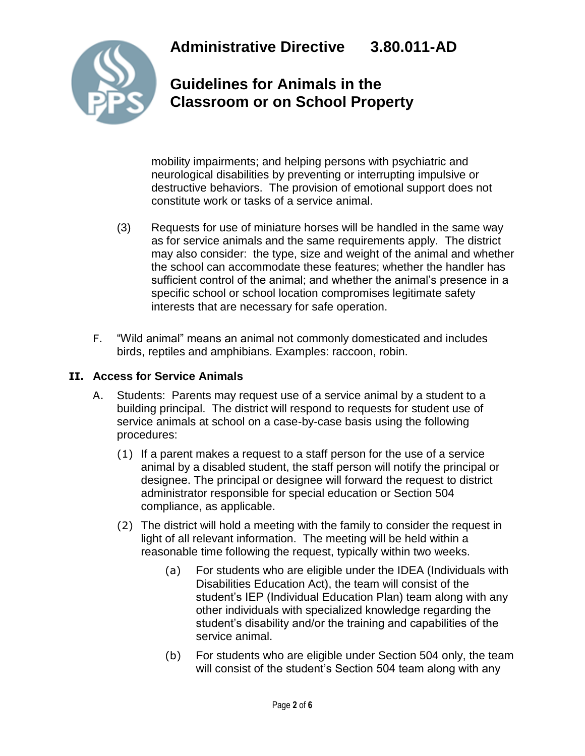mobility impairments; and helping persons with psychiatric and neurological disabilities by preventing or interrupting impulsive or destructive behaviors. The provision of emotional support does not constitute work or tasks of a service animal.

(3) Requests for use of miniature horses will be handled in the same way as for service animals and the same requirements apply. The district may also consider: the type, size and weight of the animal and whether the school can accommodate these features; whether the handler has sufficient control of the animal; and whether the animal's presence in a specific school or school location compromises legitimate safety interests that are necessary for safe operation.

F. "Wild animal" means an animal not commonly domesticated and includes birds, reptiles and amphibians. Examples: raccoon, robin.

## II. Access for Service Animals

A. Students: Parents may request use of a service animal by a student to a building principal. The district will respond to requests for student use of service animals at school on a case-by-case basis using the following procedures:

(1) If a parent makes a request to a staff person for the use of a service animal by a disabled student, the staff person will notify the principal or designee. The principal or designee will forward the request to district administrator responsible for special education or Section 504 compliance, as applicable.

(2) The district will hold a meeting with the family to consider the request in light of all relevant information. The meeting will be held within a reasonable time following the request, typically within two weeks.

(a) For students who are eligible under the IDEA (Individuals with Disabilities Education Act), the team will consist of the student's IEP (Individual Education Plan) team along with any other individuals with specialized knowledge regarding the student's disability and/or the training and capabilities of the service animal.

(b) For students who are eligible under Section 504 only, the team will consist of the student's Section 504 team along with any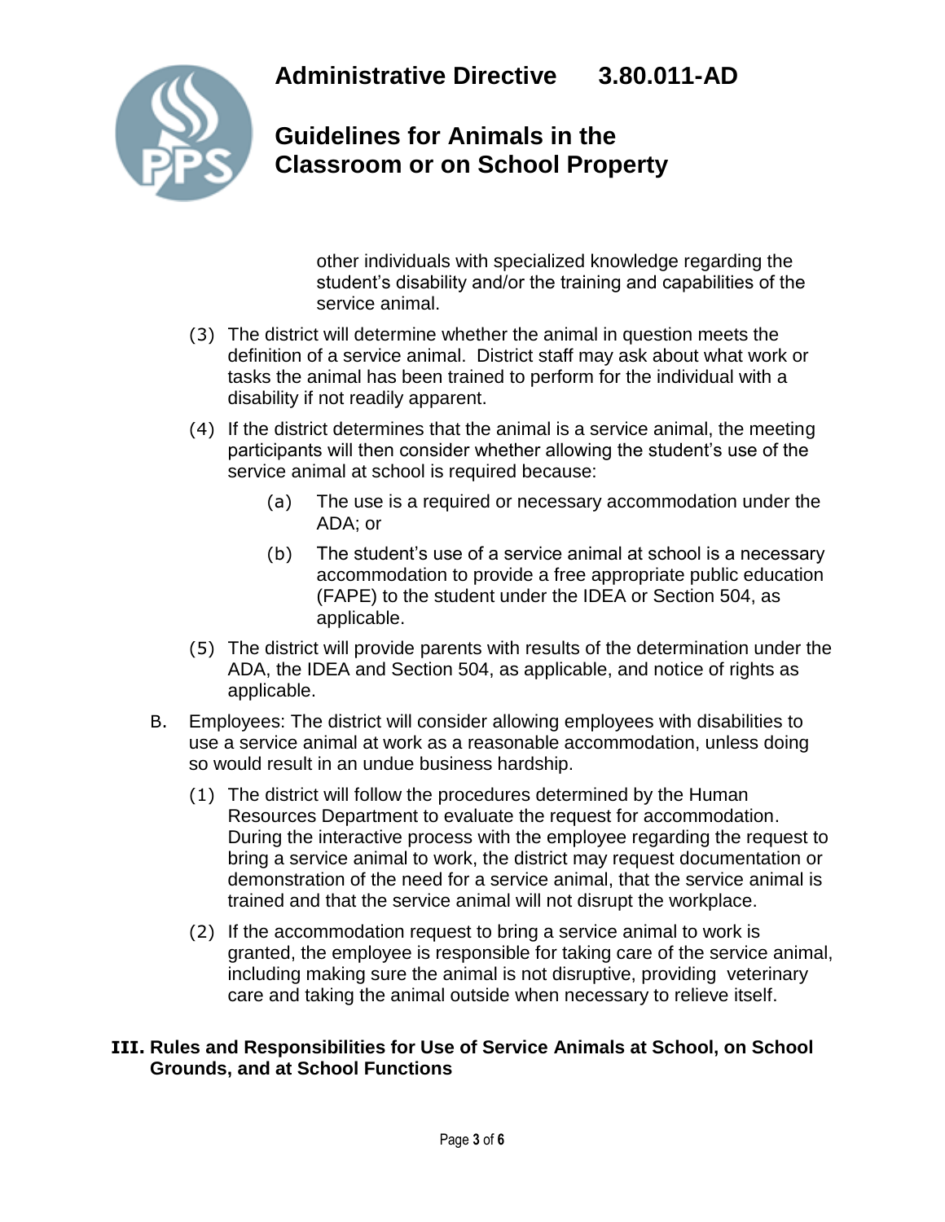other individuals with specialized knowledge regarding the student's disability and/or the training and capabilities of the service animal.

(3) The district will determine whether the animal in question meets the definition of a service animal. District staff may ask about what work or tasks the animal has been trained to perform for the individual with a disability if not readily apparent.

(4) If the district determines that the animal is a service animal, the meeting participants will then consider whether allowing the student's use of the service animal at school is required because:

   (a) The use is a required or necessary accommodation under the ADA; or

   (b) The student's use of a service animal at school is a necessary accommodation to provide a free appropriate public education (FAPE) to the student under the IDEA or Section 504, as applicable.

(5) The district will provide parents with results of the determination under the ADA, the IDEA and Section 504, as applicable, and notice of rights as applicable.

B. Employees: The district will consider allowing employees with disabilities to use a service animal at work as a reasonable accommodation, unless doing so would result in an undue business hardship.

(1) The district will follow the procedures determined by the Human Resources Department to evaluate the request for accommodation. During the interactive process with the employee regarding the request to bring a service animal to work, the district may request documentation or demonstration of the need for a service animal, that the service animal is trained and that the service animal will not disrupt the workplace.

(2) If the accommodation request to bring a service animal to work is granted, the employee is responsible for taking care of the service animal, including making sure the animal is not disruptive, providing veterinary care and taking the animal outside when necessary to relieve itself.

## III. Rules and Responsibilities for Use of Service Animals at School, on School Grounds, and at School Functions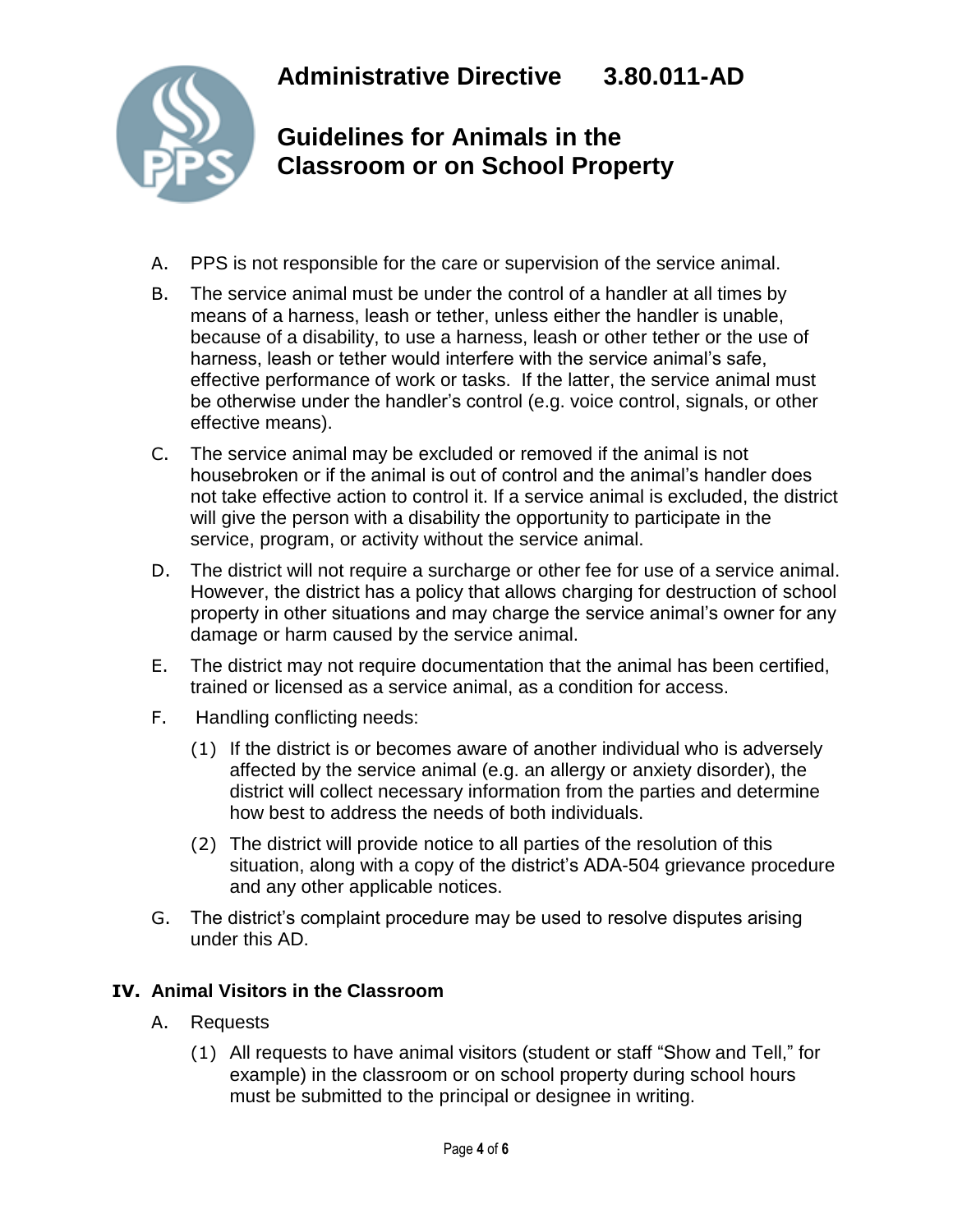A. PPS is not responsible for the care or supervision of the service animal.

B. The service animal must be under the control of a handler at all times by means of a harness, leash or tether, unless either the handler is unable, because of a disability, to use a harness, leash or other tether or the use of harness, leash or tether would interfere with the service animal's safe, effective performance of work or tasks. If the latter, the service animal must be otherwise under the handler's control (e.g. voice control, signals, or other effective means).

C. The service animal may be excluded or removed if the animal is not housebroken or if the animal is out of control and the animal's handler does not take effective action to control it. If a service animal is excluded, the district will give the person with a disability the opportunity to participate in the service, program, or activity without the service animal.

D. The district will not require a surcharge or other fee for use of a service animal. However, the district has a policy that allows charging for destruction of school property in other situations and may charge the service animal's owner for any damage or harm caused by the service animal.

E. The district may not require documentation that the animal has been certified, trained or licensed as a service animal, as a condition for access.

F. Handling conflicting needs:

(1) If the district is or becomes aware of another individual who is adversely affected by the service animal (e.g. an allergy or anxiety disorder), the district will collect necessary information from the parties and determine how best to address the needs of both individuals.

(2) The district will provide notice to all parties of the resolution of this situation, along with a copy of the district's ADA-504 grievance procedure and any other applicable notices.

G. The district's complaint procedure may be used to resolve disputes arising under this AD.

## IV. Animal Visitors in the Classroom

A. Requests

(1) All requests to have animal visitors (student or staff "Show and Tell," for example) in the classroom or on school property during school hours must be submitted to the principal or designee in writing.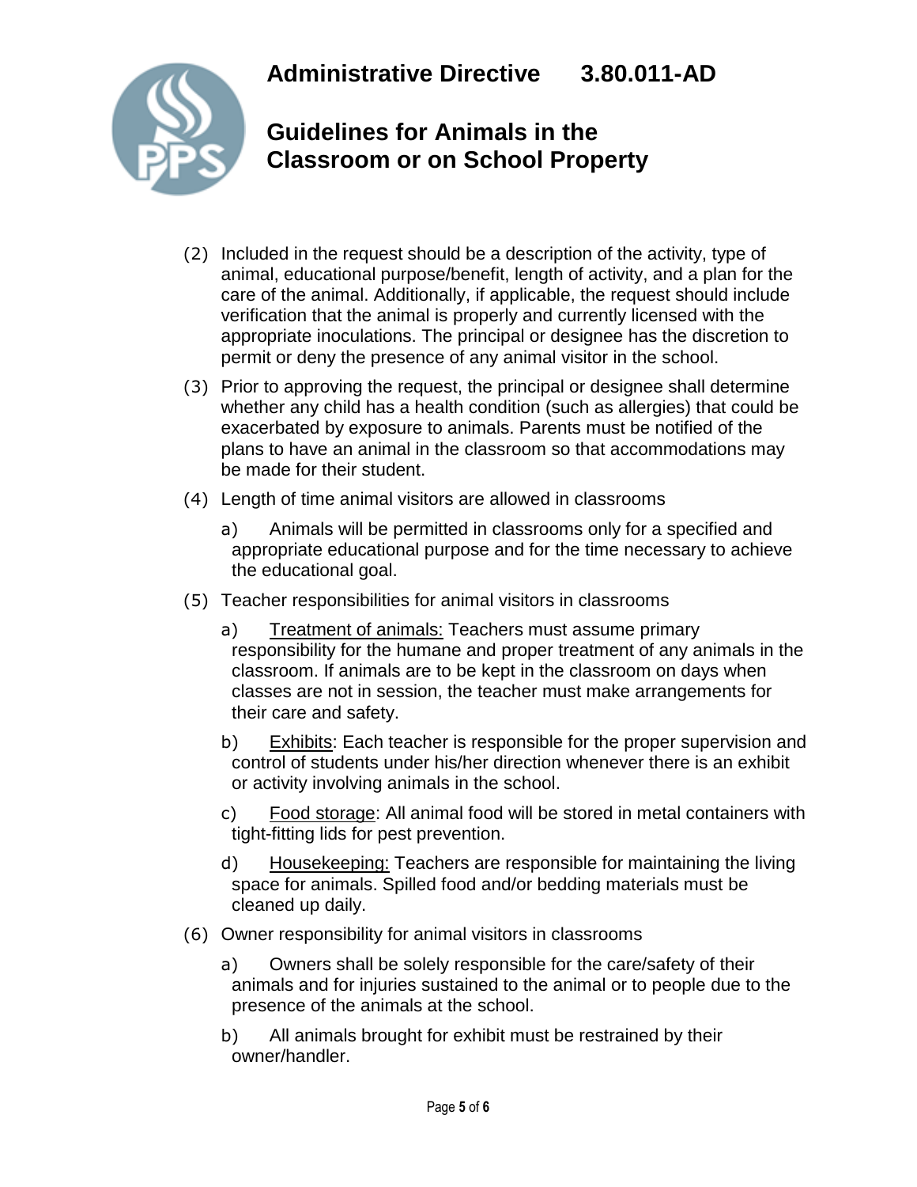(2) Included in the request should be a description of the activity, type of animal, educational purpose/benefit, length of activity, and a plan for the care of the animal. Additionally, if applicable, the request should include verification that the animal is properly and currently licensed with the appropriate inoculations. The principal or designee has the discretion to permit or deny the presence of any animal visitor in the school.

(3) Prior to approving the request, the principal or designee shall determine whether any child has a health condition (such as allergies) that could be exacerbated by exposure to animals. Parents must be notified of the plans to have an animal in the classroom so that accommodations may be made for their student.

(4) Length of time animal visitors are allowed in classrooms

a) Animals will be permitted in classrooms only for a specified and appropriate educational purpose and for the time necessary to achieve the educational goal.

(5) Teacher responsibilities for animal visitors in classrooms

a) <u>Treatment of animals:</u> Teachers must assume primary responsibility for the humane and proper treatment of any animals in the classroom. If animals are to be kept in the classroom on days when classes are not in session, the teacher must make arrangements for their care and safety.

b) <u>Exhibits</u>: Each teacher is responsible for the proper supervision and control of students under his/her direction whenever there is an exhibit or activity involving animals in the school.

c) <u>Food storage</u>: All animal food will be stored in metal containers with tight-fitting lids for pest prevention.

d) <u>Housekeeping:</u> Teachers are responsible for maintaining the living space for animals. Spilled food and/or bedding materials must be cleaned up daily.

(6) Owner responsibility for animal visitors in classrooms

a) Owners shall be solely responsible for the care/safety of their animals and for injuries sustained to the animal or to people due to the presence of the animals at the school.

b) All animals brought for exhibit must be restrained by their owner/handler.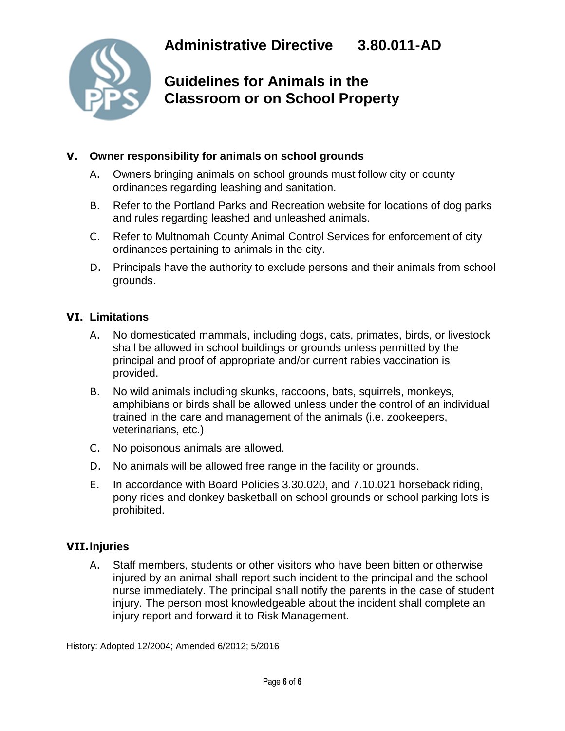# Administrative Directive 3.80.011-AD

# Guidelines for Animals in the Classroom or on School Property

## V. Owner responsibility for animals on school grounds

A. Owners bringing animals on school grounds must follow city or county ordinances regarding leashing and sanitation.

B. Refer to the Portland Parks and Recreation website for locations of dog parks and rules regarding leashed and unleashed animals.

C. Refer to Multnomah County Animal Control Services for enforcement of city ordinances pertaining to animals in the city.

D. Principals have the authority to exclude persons and their animals from school grounds.

## VI. Limitations

A. No domesticated mammals, including dogs, cats, primates, birds, or livestock shall be allowed in school buildings or grounds unless permitted by the principal and proof of appropriate and/or current rabies vaccination is provided.

B. No wild animals including skunks, raccoons, bats, squirrels, monkeys, amphibians or birds shall be allowed unless under the control of an individual trained in the care and management of the animals (i.e. zookeepers, veterinarians, etc.)

C. No poisonous animals are allowed.

D. No animals will be allowed free range in the facility or grounds.

E. In accordance with Board Policies 3.30.020, and 7.10.021 horseback riding, pony rides and donkey basketball on school grounds or school parking lots is prohibited.

## VII. Injuries

A. Staff members, students or other visitors who have been bitten or otherwise injured by an animal shall report such incident to the principal and the school nurse immediately. The principal shall notify the parents in the case of student injury. The person most knowledgeable about the incident shall complete an injury report and forward it to Risk Management.

History: Adopted 12/2004; Amended 6/2012; 5/2016